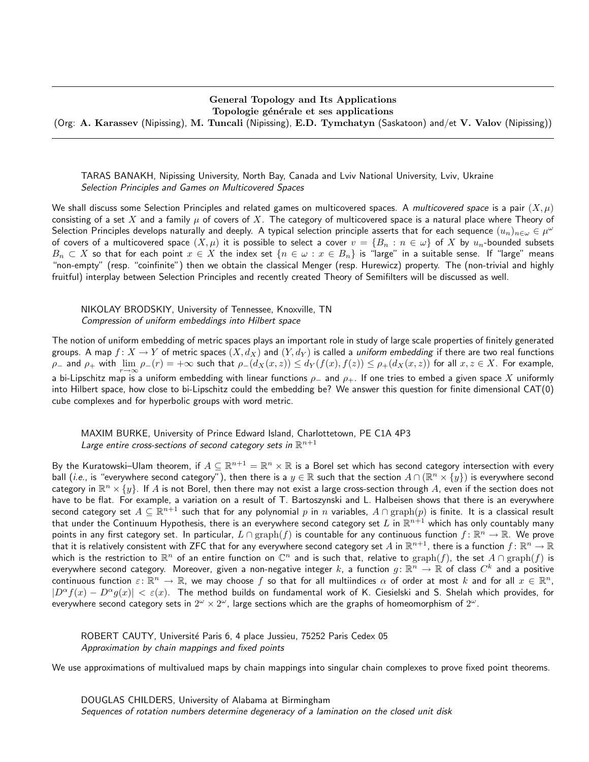## General Topology and Its Applications
## Topologie générale et ses applications

(Org: **A. Karassev** (Nipissing), **M. Tuncali** (Nipissing), **E.D. Tymchatyn** (Saskatoon) and/et **V. Valov** (Nipissing))

---

TARAS BANAKH, Nipissing University, North Bay, Canada and Lviv National University, Lviv, Ukraine
*Selection Principles and Games on Multicovered Spaces*

We shall discuss some Selection Principles and related games on multicovered spaces. A *multicovered space* is a pair $(X, \mu)$ consisting of a set $X$ and a family $\mu$ of covers of $X$. The category of multicovered space is a natural place where Theory of Selection Principles develops naturally and deeply. A typical selection principle asserts that for each sequence $(u_n)_{n\in\omega} \in \mu^\omega$ of covers of a multicovered space $(X, \mu)$ it is possible to select a cover $v = \{B_n : n \in \omega\}$ of $X$ by $u_n$-bounded subsets $B_n \subset X$ so that for each point $x \in X$ the index set $\{n \in \omega : x \in B_n\}$ is "large" in a suitable sense. If "large" means "non-empty" (resp. "coinfinite") then we obtain the classical Menger (resp. Hurewicz) property. The (non-trivial and highly fruitful) interplay between Selection Principles and recently created Theory of Semifilters will be discussed as well.

NIKOLAY BRODSKIY, University of Tennessee, Knoxville, TN
*Compression of uniform embeddings into Hilbert space*

The notion of uniform embedding of metric spaces plays an important role in study of large scale properties of finitely generated groups. A map $f: X \to Y$ of metric spaces $(X, d_X)$ and $(Y, d_Y)$ is called a *uniform embedding* if there are two real functions $\rho_-$ and $\rho_+$ with $\lim\limits_{r\to\infty} \rho_-(r) = +\infty$ such that $\rho_-(d_X(x,z)) \le d_Y(f(x), f(z)) \le \rho_+(d_X(x,z))$ for all $x, z \in X$. For example, a bi-Lipschitz map is a uniform embedding with linear functions $\rho_-$ and $\rho_+$. If one tries to embed a given space $X$ uniformly into Hilbert space, how close to bi-Lipschitz could the embedding be? We answer this question for finite dimensional CAT(0) cube complexes and for hyperbolic groups with word metric.

MAXIM BURKE, University of Prince Edward Island, Charlottetown, PE C1A 4P3
*Large entire cross-sections of second category sets in $\mathbb{R}^{n+1}$*

By the Kuratowski–Ulam theorem, if $A \subseteq \mathbb{R}^{n+1} = \mathbb{R}^n \times \mathbb{R}$ is a Borel set which has second category intersection with every ball (*i.e.*, is "everywhere second category"), then there is a $y \in \mathbb{R}$ such that the section $A \cap (\mathbb{R}^n \times \{y\})$ is everywhere second category in $\mathbb{R}^n \times \{y\}$. If $A$ is not Borel, then there may not exist a large cross-section through $A$, even if the section does not have to be flat. For example, a variation on a result of T. Bartoszynski and L. Halbeisen shows that there is an everywhere second category set $A \subseteq \mathbb{R}^{n+1}$ such that for any polynomial $p$ in $n$ variables, $A \cap \operatorname{graph}(p)$ is finite. It is a classical result that under the Continuum Hypothesis, there is an everywhere second category set $L$ in $\mathbb{R}^{n+1}$ which has only countably many points in any first category set. In particular, $L \cap \operatorname{graph}(f)$ is countable for any continuous function $f: \mathbb{R}^n \to \mathbb{R}$. We prove that it is relatively consistent with ZFC that for any everywhere second category set $A$ in $\mathbb{R}^{n+1}$, there is a function $f: \mathbb{R}^n \to \mathbb{R}$ which is the restriction to $\mathbb{R}^n$ of an entire function on $\mathbb{C}^n$ and is such that, relative to $\operatorname{graph}(f)$, the set $A \cap \operatorname{graph}(f)$ is everywhere second category. Moreover, given a non-negative integer $k$, a function $g: \mathbb{R}^n \to \mathbb{R}$ of class $C^k$ and a positive continuous function $\varepsilon: \mathbb{R}^n \to \mathbb{R}$, we may choose $f$ so that for all multiindices $\alpha$ of order at most $k$ and for all $x \in \mathbb{R}^n$, $|D^\alpha f(x) - D^\alpha g(x)| < \varepsilon(x)$. The method builds on fundamental work of K. Ciesielski and S. Shelah which provides, for everywhere second category sets in $2^\omega \times 2^\omega$, large sections which are the graphs of homeomorphism of $2^\omega$.

ROBERT CAUTY, Université Paris 6, 4 place Jussieu, 75252 Paris Cedex 05
*Approximation by chain mappings and fixed points*

We use approximations of multivalued maps by chain mappings into singular chain complexes to prove fixed point theorems.

DOUGLAS CHILDERS, University of Alabama at Birmingham
*Sequences of rotation numbers determine degeneracy of a lamination on the closed unit disk*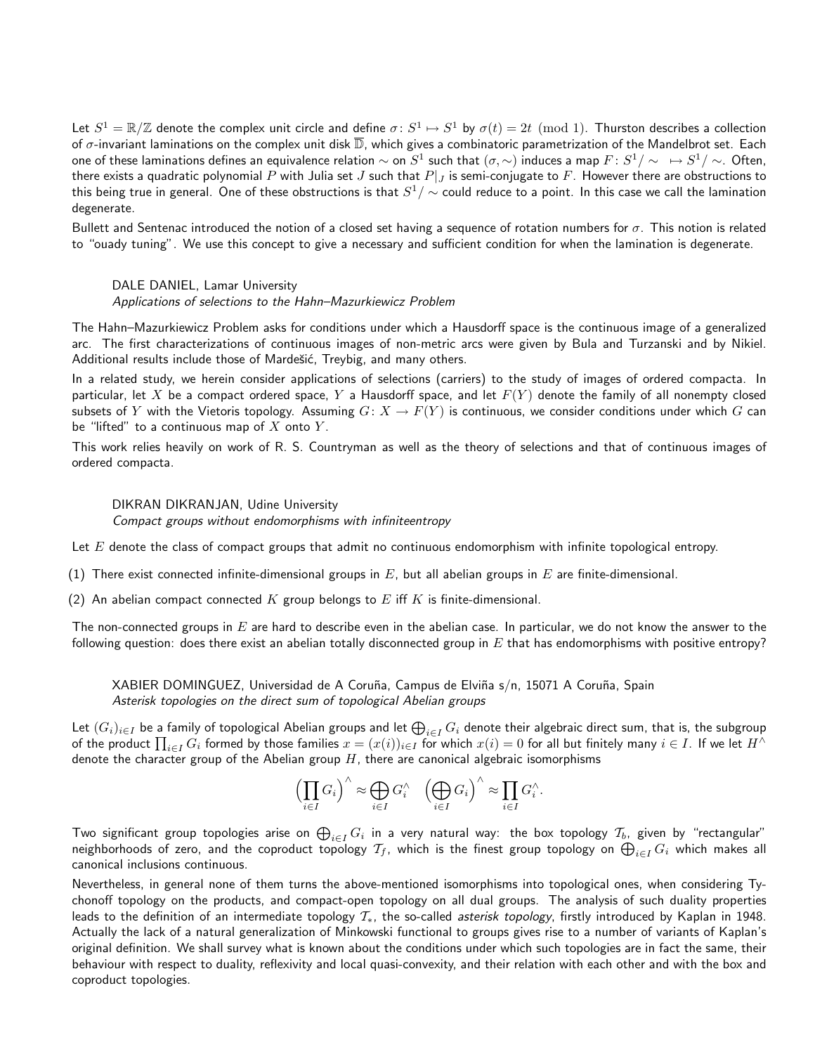Let $S^1 = \mathbb{R}/\mathbb{Z}$ denote the complex unit circle and define $\sigma\colon S^1 \mapsto S^1$ by $\sigma(t) = 2t \pmod 1$. Thurston describes a collection of $\sigma$-invariant laminations on the complex unit disk $\overline{\mathbb{D}}$, which gives a combinatoric parametrization of the Mandelbrot set. Each one of these laminations defines an equivalence relation $\sim$ on $S^1$ such that $(\sigma, \sim)$ induces a map $F\colon S^1/\sim\ \mapsto S^1/\sim$. Often, there exists a quadratic polynomial $P$ with Julia set $J$ such that $P|_J$ is semi-conjugate to $F$. However there are obstructions to this being true in general. One of these obstructions is that $S^1/\sim$ could reduce to a point. In this case we call the lamination degenerate.

Bullett and Sentenac introduced the notion of a closed set having a sequence of rotation numbers for $\sigma$. This notion is related to "ouady tuning". We use this concept to give a necessary and sufficient condition for when the lamination is degenerate.

DALE DANIEL, Lamar University
*Applications of selections to the Hahn–Mazurkiewicz Problem*

The Hahn–Mazurkiewicz Problem asks for conditions under which a Hausdorff space is the continuous image of a generalized arc. The first characterizations of continuous images of non-metric arcs were given by Bula and Turzanski and by Nikiel. Additional results include those of Mardešić, Treybig, and many others.

In a related study, we herein consider applications of selections (carriers) to the study of images of ordered compacta. In particular, let $X$ be a compact ordered space, $Y$ a Hausdorff space, and let $F(Y)$ denote the family of all nonempty closed subsets of $Y$ with the Vietoris topology. Assuming $G\colon X \to F(Y)$ is continuous, we consider conditions under which $G$ can be "lifted" to a continuous map of $X$ onto $Y$.

This work relies heavily on work of R. S. Countryman as well as the theory of selections and that of continuous images of ordered compacta.

DIKRAN DIKRANJAN, Udine University
*Compact groups without endomorphisms with infiniteentropy*

Let $E$ denote the class of compact groups that admit no continuous endomorphism with infinite topological entropy.

(1) There exist connected infinite-dimensional groups in $E$, but all abelian groups in $E$ are finite-dimensional.

(2) An abelian compact connected $K$ group belongs to $E$ iff $K$ is finite-dimensional.

The non-connected groups in $E$ are hard to describe even in the abelian case. In particular, we do not know the answer to the following question: does there exist an abelian totally disconnected group in $E$ that has endomorphisms with positive entropy?

XABIER DOMINGUEZ, Universidad de A Coruña, Campus de Elviña s/n, 15071 A Coruña, Spain
*Asterisk topologies on the direct sum of topological Abelian groups*

Let $(G_i)_{i\in I}$ be a family of topological Abelian groups and let $\bigoplus_{i\in I} G_i$ denote their algebraic direct sum, that is, the subgroup of the product $\prod_{i\in I} G_i$ formed by those families $x = (x(i))_{i\in I}$ for which $x(i) = 0$ for all but finitely many $i \in I$. If we let $H^\wedge$ denote the character group of the Abelian group $H$, there are canonical algebraic isomorphisms

$$\Big(\prod_{i\in I} G_i\Big)^\wedge \approx \bigoplus_{i\in I} G_i^\wedge \quad \Big(\bigoplus_{i\in I} G_i\Big)^\wedge \approx \prod_{i\in I} G_i^\wedge.$$

Two significant group topologies arise on $\bigoplus_{i\in I} G_i$ in a very natural way: the box topology $\mathcal{T}_b$, given by "rectangular" neighborhoods of zero, and the coproduct topology $\mathcal{T}_f$, which is the finest group topology on $\bigoplus_{i\in I} G_i$ which makes all canonical inclusions continuous.

Nevertheless, in general none of them turns the above-mentioned isomorphisms into topological ones, when considering Tychonoff topology on the products, and compact-open topology on all dual groups. The analysis of such duality properties leads to the definition of an intermediate topology $\mathcal{T}_*$, the so-called *asterisk topology*, firstly introduced by Kaplan in 1948. Actually the lack of a natural generalization of Minkowski functional to groups gives rise to a number of variants of Kaplan's original definition. We shall survey what is known about the conditions under which such topologies are in fact the same, their behaviour with respect to duality, reflexivity and local quasi-convexity, and their relation with each other and with the box and coproduct topologies.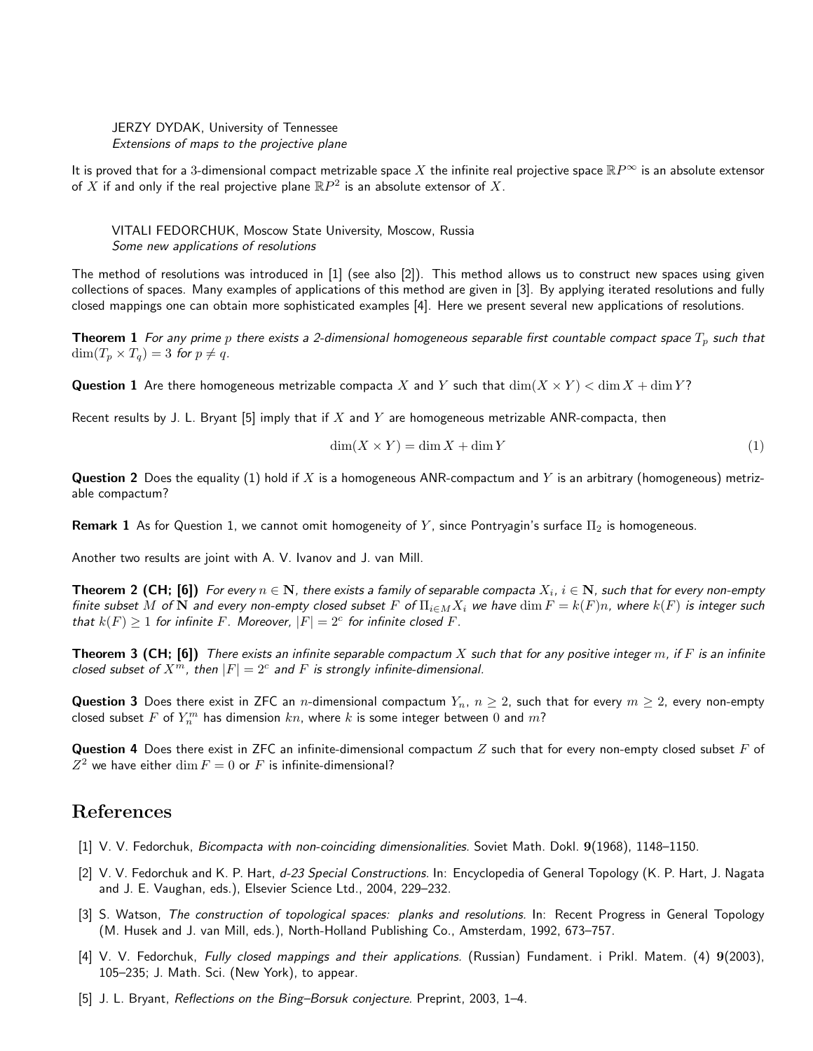JERZY DYDAK, University of Tennessee
*Extensions of maps to the projective plane*

It is proved that for a 3-dimensional compact metrizable space $X$ the infinite real projective space $\mathbb{R}P^{\infty}$ is an absolute extensor of $X$ if and only if the real projective plane $\mathbb{R}P^2$ is an absolute extensor of $X$.

VITALI FEDORCHUK, Moscow State University, Moscow, Russia
*Some new applications of resolutions*

The method of resolutions was introduced in [1] (see also [2]). This method allows us to construct new spaces using given collections of spaces. Many examples of applications of this method are given in [3]. By applying iterated resolutions and fully closed mappings one can obtain more sophisticated examples [4]. Here we present several new applications of resolutions.

**Theorem 1** *For any prime $p$ there exists a 2-dimensional homogeneous separable first countable compact space $T_p$ such that $\dim(T_p \times T_q) = 3$ for $p \neq q$.*

**Question 1** Are there homogeneous metrizable compacta $X$ and $Y$ such that $\dim(X \times Y) < \dim X + \dim Y$?

Recent results by J. L. Bryant [5] imply that if $X$ and $Y$ are homogeneous metrizable ANR-compacta, then

$$\dim(X \times Y) = \dim X + \dim Y \tag{1}$$

**Question 2** Does the equality (1) hold if $X$ is a homogeneous ANR-compactum and $Y$ is an arbitrary (homogeneous) metrizable compactum?

**Remark 1** As for Question 1, we cannot omit homogeneity of $Y$, since Pontryagin's surface $\Pi_2$ is homogeneous.

Another two results are joint with A. V. Ivanov and J. van Mill.

**Theorem 2 (CH; [6])** *For every $n \in \mathbf{N}$, there exists a family of separable compacta $X_i$, $i \in \mathbf{N}$, such that for every non-empty finite subset $M$ of $\mathbf{N}$ and every non-empty closed subset $F$ of $\Pi_{i \in M} X_i$ we have $\dim F = k(F)n$, where $k(F)$ is integer such that $k(F) \geq 1$ for infinite $F$. Moreover, $|F| = 2^c$ for infinite closed $F$.*

**Theorem 3 (CH; [6])** *There exists an infinite separable compactum $X$ such that for any positive integer $m$, if $F$ is an infinite closed subset of $X^m$, then $|F| = 2^c$ and $F$ is strongly infinite-dimensional.*

**Question 3** Does there exist in ZFC an $n$-dimensional compactum $Y_n$, $n \geq 2$, such that for every $m \geq 2$, every non-empty closed subset $F$ of $Y_n^m$ has dimension $kn$, where $k$ is some integer between $0$ and $m$?

**Question 4** Does there exist in ZFC an infinite-dimensional compactum $Z$ such that for every non-empty closed subset $F$ of $Z^2$ we have either $\dim F = 0$ or $F$ is infinite-dimensional?

## References

[1] V. V. Fedorchuk, *Bicompacta with non-coinciding dimensionalities.* Soviet Math. Dokl. **9**(1968), 1148–1150.

[2] V. V. Fedorchuk and K. P. Hart, *d-23 Special Constructions.* In: Encyclopedia of General Topology (K. P. Hart, J. Nagata and J. E. Vaughan, eds.), Elsevier Science Ltd., 2004, 229–232.

[3] S. Watson, *The construction of topological spaces: planks and resolutions.* In: Recent Progress in General Topology (M. Husek and J. van Mill, eds.), North-Holland Publishing Co., Amsterdam, 1992, 673–757.

[4] V. V. Fedorchuk, *Fully closed mappings and their applications.* (Russian) Fundament. i Prikl. Matem. (4) **9**(2003), 105–235; J. Math. Sci. (New York), to appear.

[5] J. L. Bryant, *Reflections on the Bing–Borsuk conjecture.* Preprint, 2003, 1–4.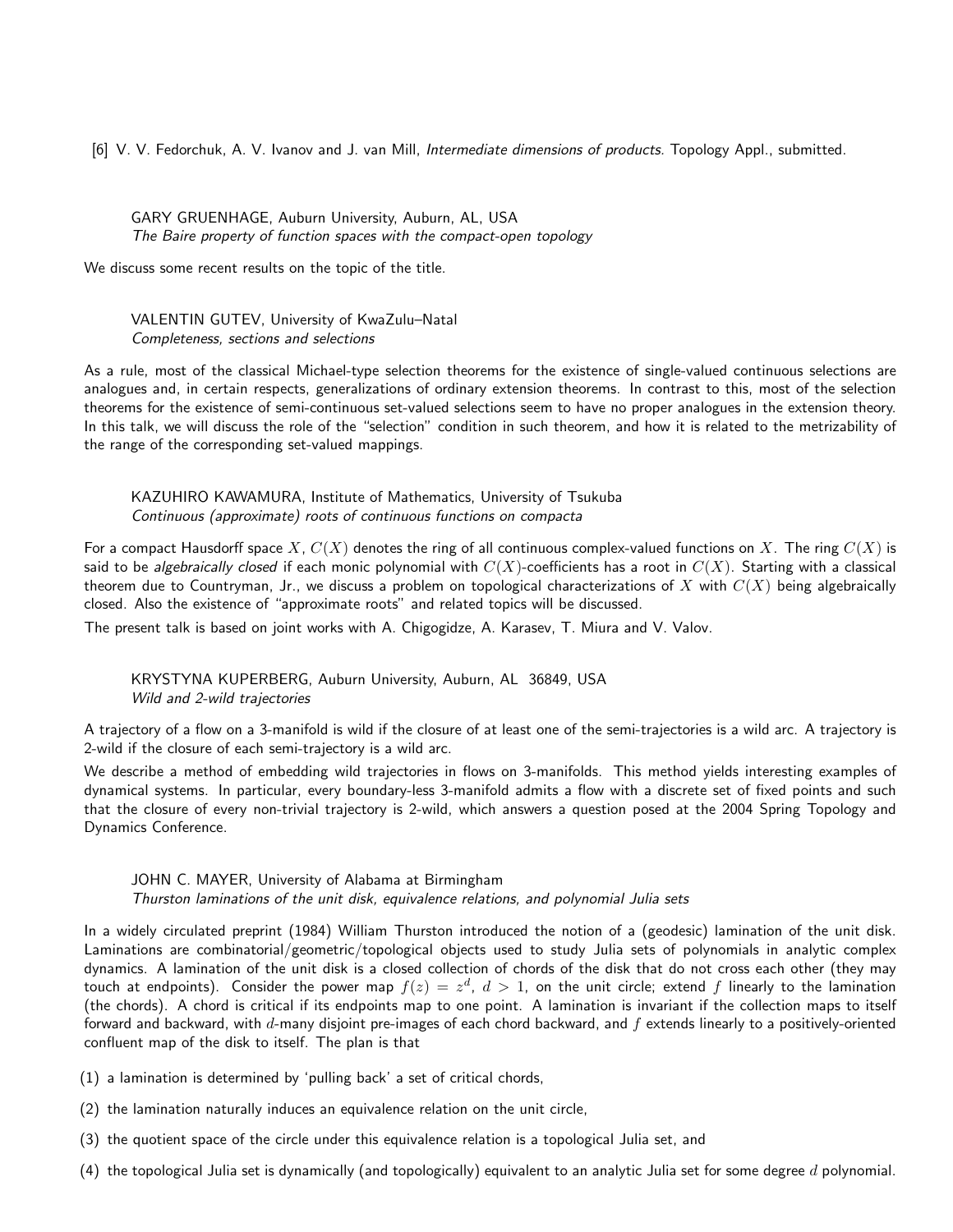[6] V. V. Fedorchuk, A. V. Ivanov and J. van Mill, *Intermediate dimensions of products.* Topology Appl., submitted.

GARY GRUENHAGE, Auburn University, Auburn, AL, USA
*The Baire property of function spaces with the compact-open topology*

We discuss some recent results on the topic of the title.

VALENTIN GUTEV, University of KwaZulu–Natal
*Completeness, sections and selections*

As a rule, most of the classical Michael-type selection theorems for the existence of single-valued continuous selections are analogues and, in certain respects, generalizations of ordinary extension theorems. In contrast to this, most of the selection theorems for the existence of semi-continuous set-valued selections seem to have no proper analogues in the extension theory. In this talk, we will discuss the role of the "selection" condition in such theorem, and how it is related to the metrizability of the range of the corresponding set-valued mappings.

KAZUHIRO KAWAMURA, Institute of Mathematics, University of Tsukuba
*Continuous (approximate) roots of continuous functions on compacta*

For a compact Hausdorff space $X$, $C(X)$ denotes the ring of all continuous complex-valued functions on $X$. The ring $C(X)$ is said to be *algebraically closed* if each monic polynomial with $C(X)$-coefficients has a root in $C(X)$. Starting with a classical theorem due to Countryman, Jr., we discuss a problem on topological characterizations of $X$ with $C(X)$ being algebraically closed. Also the existence of "approximate roots" and related topics will be discussed.

The present talk is based on joint works with A. Chigogidze, A. Karasev, T. Miura and V. Valov.

KRYSTYNA KUPERBERG, Auburn University, Auburn, AL 36849, USA
*Wild and 2-wild trajectories*

A trajectory of a flow on a 3-manifold is wild if the closure of at least one of the semi-trajectories is a wild arc. A trajectory is 2-wild if the closure of each semi-trajectory is a wild arc.

We describe a method of embedding wild trajectories in flows on 3-manifolds. This method yields interesting examples of dynamical systems. In particular, every boundary-less 3-manifold admits a flow with a discrete set of fixed points and such that the closure of every non-trivial trajectory is 2-wild, which answers a question posed at the 2004 Spring Topology and Dynamics Conference.

JOHN C. MAYER, University of Alabama at Birmingham
*Thurston laminations of the unit disk, equivalence relations, and polynomial Julia sets*

In a widely circulated preprint (1984) William Thurston introduced the notion of a (geodesic) lamination of the unit disk. Laminations are combinatorial/geometric/topological objects used to study Julia sets of polynomials in analytic complex dynamics. A lamination of the unit disk is a closed collection of chords of the disk that do not cross each other (they may touch at endpoints). Consider the power map $f(z) = z^d$, $d > 1$, on the unit circle; extend $f$ linearly to the lamination (the chords). A chord is critical if its endpoints map to one point. A lamination is invariant if the collection maps to itself forward and backward, with $d$-many disjoint pre-images of each chord backward, and $f$ extends linearly to a positively-oriented confluent map of the disk to itself. The plan is that

(1) a lamination is determined by 'pulling back' a set of critical chords,

(2) the lamination naturally induces an equivalence relation on the unit circle,

(3) the quotient space of the circle under this equivalence relation is a topological Julia set, and

(4) the topological Julia set is dynamically (and topologically) equivalent to an analytic Julia set for some degree $d$ polynomial.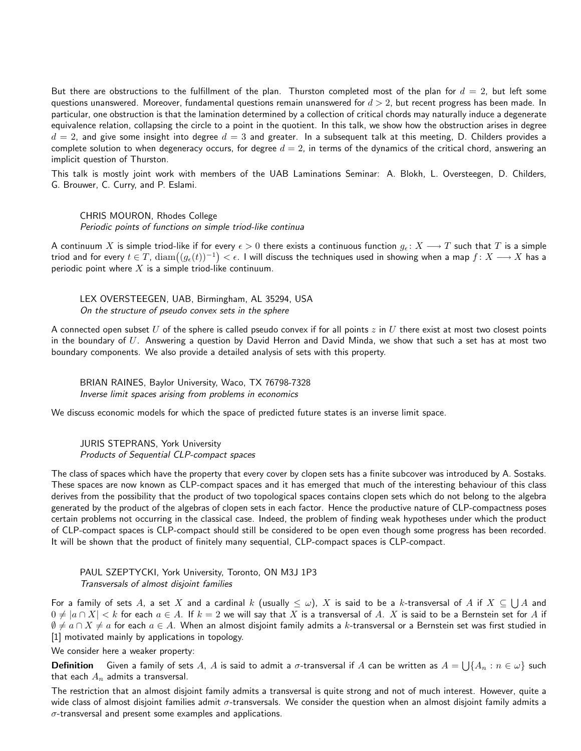But there are obstructions to the fulfillment of the plan. Thurston completed most of the plan for $d = 2$, but left some questions unanswered. Moreover, fundamental questions remain unanswered for $d > 2$, but recent progress has been made. In particular, one obstruction is that the lamination determined by a collection of critical chords may naturally induce a degenerate equivalence relation, collapsing the circle to a point in the quotient. In this talk, we show how the obstruction arises in degree $d = 2$, and give some insight into degree $d = 3$ and greater. In a subsequent talk at this meeting, D. Childers provides a complete solution to when degeneracy occurs, for degree $d = 2$, in terms of the dynamics of the critical chord, answering an implicit question of Thurston.

This talk is mostly joint work with members of the UAB Laminations Seminar: A. Blokh, L. Oversteegen, D. Childers, G. Brouwer, C. Curry, and P. Eslami.

CHRIS MOURON, Rhodes College
*Periodic points of functions on simple triod-like continua*

A continuum $X$ is simple triod-like if for every $\epsilon > 0$ there exists a continuous function $g_\epsilon \colon X \longrightarrow T$ such that $T$ is a simple triod and for every $t \in T$, $\operatorname{diam}\big((g_\epsilon(t))^{-1}\big) < \epsilon$. I will discuss the techniques used in showing when a map $f \colon X \longrightarrow X$ has a periodic point where $X$ is a simple triod-like continuum.

LEX OVERSTEEGEN, UAB, Birmingham, AL 35294, USA
*On the structure of pseudo convex sets in the sphere*

A connected open subset $U$ of the sphere is called pseudo convex if for all points $z$ in $U$ there exist at most two closest points in the boundary of $U$. Answering a question by David Herron and David Minda, we show that such a set has at most two boundary components. We also provide a detailed analysis of sets with this property.

BRIAN RAINES, Baylor University, Waco, TX 76798-7328
*Inverse limit spaces arising from problems in economics*

We discuss economic models for which the space of predicted future states is an inverse limit space.

JURIS STEPRANS, York University
*Products of Sequential CLP-compact spaces*

The class of spaces which have the property that every cover by clopen sets has a finite subcover was introduced by A. Sostaks. These spaces are now known as CLP-compact spaces and it has emerged that much of the interesting behaviour of this class derives from the possibility that the product of two topological spaces contains clopen sets which do not belong to the algebra generated by the product of the algebras of clopen sets in each factor. Hence the productive nature of CLP-compactness poses certain problems not occurring in the classical case. Indeed, the problem of finding weak hypotheses under which the product of CLP-compact spaces is CLP-compact should still be considered to be open even though some progress has been recorded. It will be shown that the product of finitely many sequential, CLP-compact spaces is CLP-compact.

PAUL SZEPTYCKI, York University, Toronto, ON M3J 1P3
*Transversals of almost disjoint families*

For a family of sets $A$, a set $X$ and a cardinal $k$ (usually $\leq \omega$), $X$ is said to be a $k$-transversal of $A$ if $X \subseteq \bigcup A$ and $0 \neq |a \cap X| < k$ for each $a \in A$. If $k = 2$ we will say that $X$ is a transversal of $A$. $X$ is said to be a Bernstein set for $A$ if $\emptyset \neq a \cap X \neq a$ for each $a \in A$. When an almost disjoint family admits a $k$-transversal or a Bernstein set was first studied in [1] motivated mainly by applications in topology.

We consider here a weaker property:

**Definition** Given a family of sets $A$, $A$ is said to admit a $\sigma$-transversal if $A$ can be written as $A = \bigcup\{A_n : n \in \omega\}$ such that each $A_n$ admits a transversal.

The restriction that an almost disjoint family admits a transversal is quite strong and not of much interest. However, quite a wide class of almost disjoint families admit $\sigma$-transversals. We consider the question when an almost disjoint family admits a $\sigma$-transversal and present some examples and applications.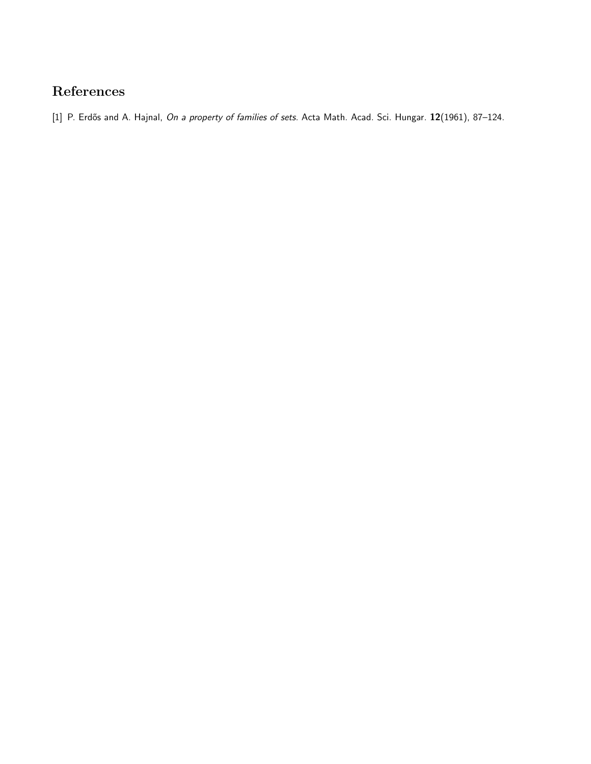## References

[1] P. Erdős and A. Hajnal, *On a property of families of sets.* Acta Math. Acad. Sci. Hungar. **12**(1961), 87–124.